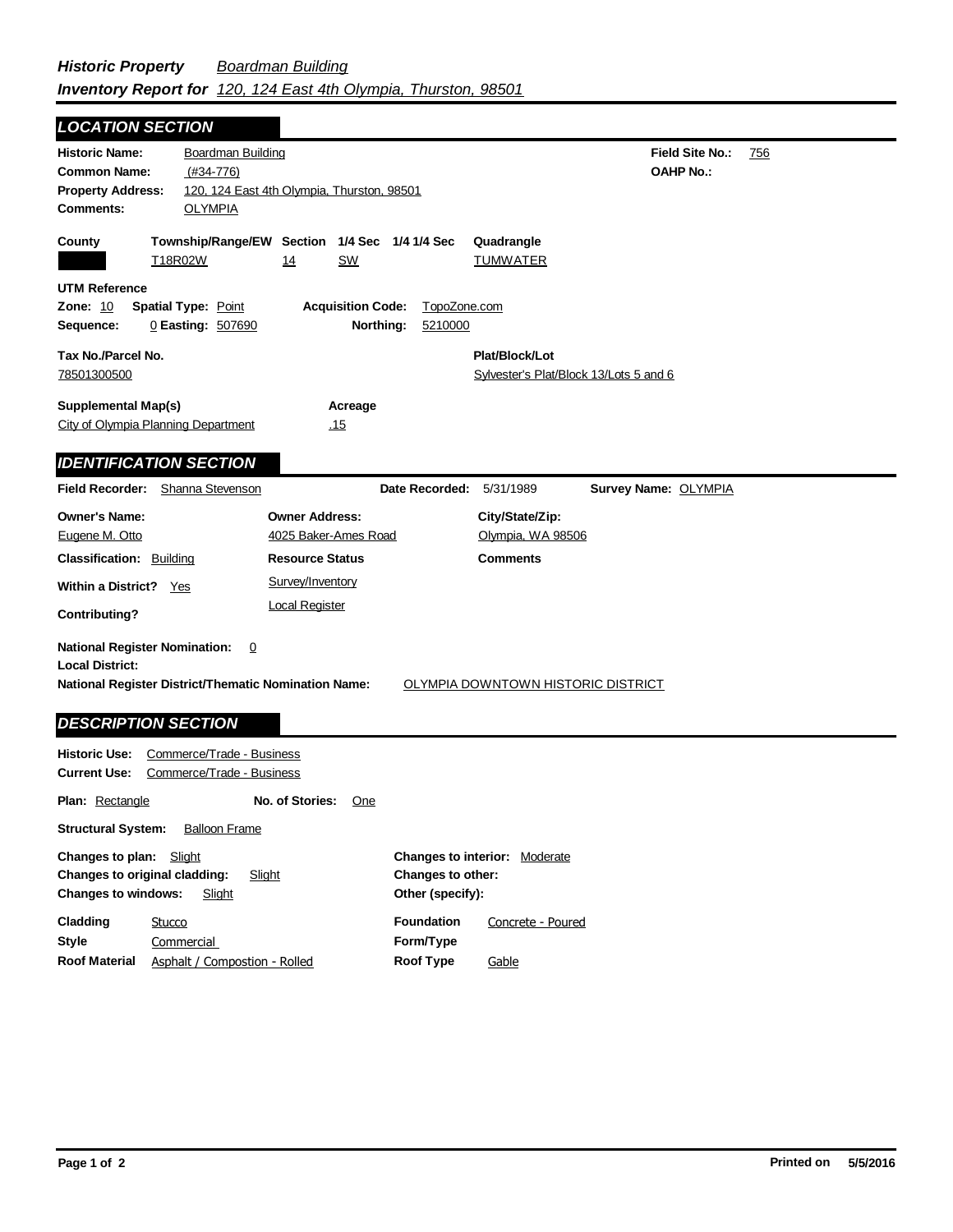***Historic Property*** *Boardman Building*
***Inventory Report for*** *120, 124 East 4th Olympia, Thurston, 98501*

## LOCATION SECTION

**Historic Name:** Boardman Building
**Common Name:** (#34-776)
**Property Address:** 120, 124 East 4th Olympia, Thurston, 98501
**Comments:** OLYMPIA

**Field Site No.:** 756
**OAHP No.:**

| County | Township/Range/EW | Section | 1/4 Sec | 1/4 1/4 Sec | Quadrangle |
|---|---|---|---|---|---|
| | T18R02W | 14 | SW | | TUMWATER |

**UTM Reference**
**Zone:** 10 **Spatial Type:** Point **Acquisition Code:** TopoZone.com
**Sequence:** 0 **Easting:** 507690 **Northing:** 5210000

**Tax No./Parcel No.**
78501300500

**Plat/Block/Lot**
Sylvester's Plat/Block 13/Lots 5 and 6

**Supplemental Map(s)**
City of Olympia Planning Department

**Acreage**
.15

## IDENTIFICATION SECTION

**Field Recorder:** Shanna Stevenson **Date Recorded:** 5/31/1989 **Survey Name:** OLYMPIA

| Owner's Name: | Owner Address: | City/State/Zip: |
|---|---|---|
| Eugene M. Otto | 4025 Baker-Ames Road | Olympia, WA 98506 |

**Classification:** Building
**Resource Status:** Survey/Inventory, Local Register
**Comments**
**Within a District?** Yes
**Contributing?**

**National Register Nomination:** 0
**Local District:**
**National Register District/Thematic Nomination Name:** OLYMPIA DOWNTOWN HISTORIC DISTRICT

## DESCRIPTION SECTION

**Historic Use:** Commerce/Trade - Business
**Current Use:** Commerce/Trade - Business

**Plan:** Rectangle **No. of Stories:** One

**Structural System:** Balloon Frame

**Changes to plan:** Slight
**Changes to original cladding:** Slight
**Changes to windows:** Slight
**Changes to interior:** Moderate
**Changes to other:**
**Other (specify):**

**Cladding** Stucco
**Style** Commercial
**Roof Material** Asphalt / Compostion - Rolled
**Foundation** Concrete - Poured
**Form/Type**
**Roof Type** Gable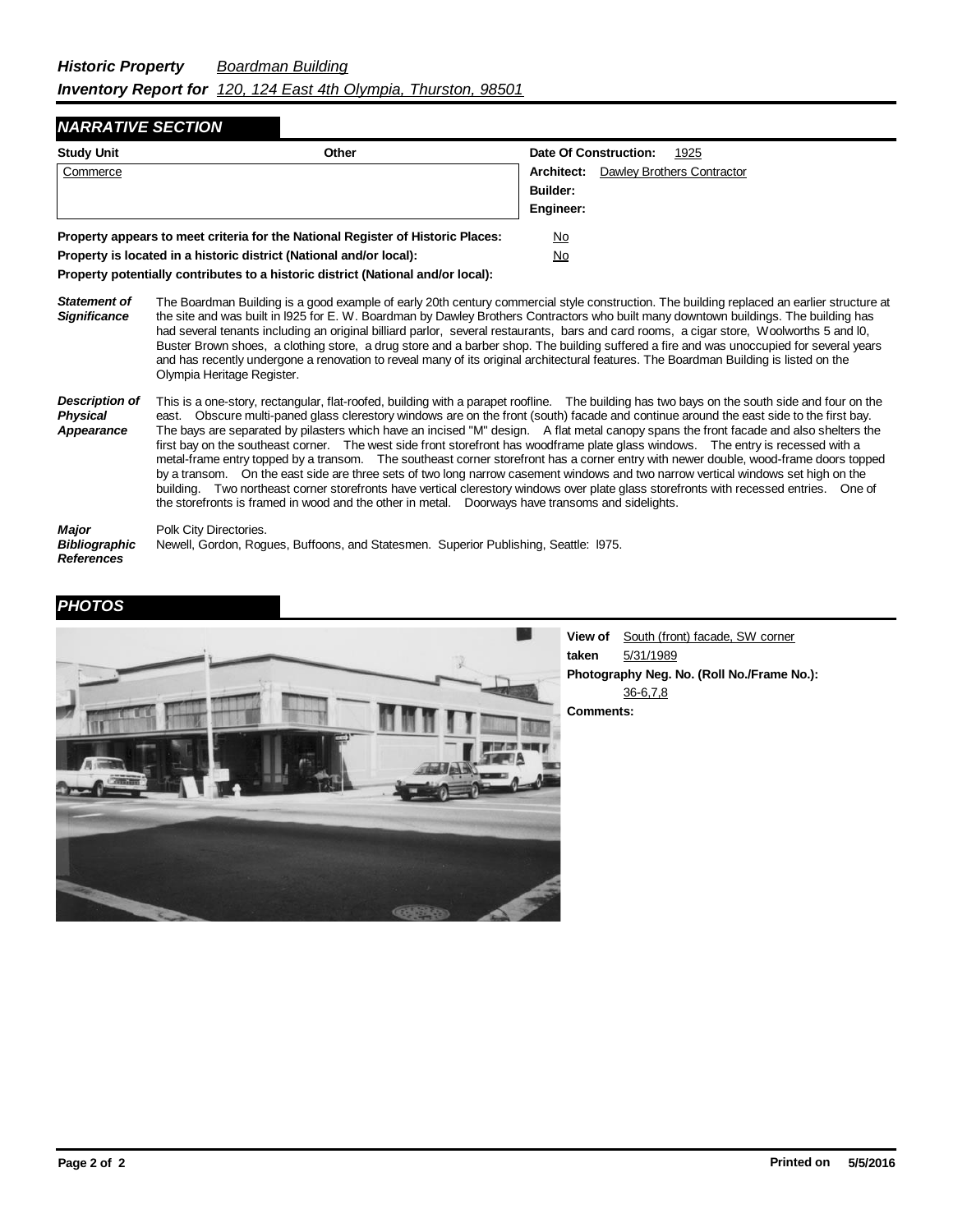***Historic Property*** *Boardman Building*

***Inventory Report for*** *120, 124 East 4th Olympia, Thurston, 98501*

## *NARRATIVE SECTION*

| **Study Unit** | **Other** | |
|---|---|---|
| Commerce | | **Date Of Construction:** 1925 |
| | | **Architect:** Dawley Brothers Contractor |
| | | **Builder:** |
| | | **Engineer:** |

**Property appears to meet criteria for the National Register of Historic Places:** No

**Property is located in a historic district (National and/or local):** No

**Property potentially contributes to a historic district (National and/or local):**

***Statement of Significance***

The Boardman Building is a good example of early 20th century commercial style construction. The building replaced an earlier structure at the site and was built in l925 for E. W. Boardman by Dawley Brothers Contractors who built many downtown buildings. The building has had several tenants including an original billiard parlor, several restaurants, bars and card rooms, a cigar store, Woolworths 5 and l0, Buster Brown shoes, a clothing store, a drug store and a barber shop. The building suffered a fire and was unoccupied for several years and has recently undergone a renovation to reveal many of its original architectural features. The Boardman Building is listed on the Olympia Heritage Register.

***Description of Physical Appearance***

This is a one-story, rectangular, flat-roofed, building with a parapet roofline. The building has two bays on the south side and four on the east. Obscure multi-paned glass clerestory windows are on the front (south) facade and continue around the east side to the first bay. The bays are separated by pilasters which have an incised "M" design. A flat metal canopy spans the front facade and also shelters the first bay on the southeast corner. The west side front storefront has woodframe plate glass windows. The entry is recessed with a metal-frame entry topped by a transom. The southeast corner storefront has a corner entry with newer double, wood-frame doors topped by a transom. On the east side are three sets of two long narrow casement windows and two narrow vertical windows set high on the building. Two northeast corner storefronts have vertical clerestory windows over plate glass storefronts with recessed entries. One of the storefronts is framed in wood and the other in metal. Doorways have transoms and sidelights.

***Major Bibliographic References***

Polk City Directories.

Newell, Gordon, Rogues, Buffoons, and Statesmen. Superior Publishing, Seattle: l975.

## *PHOTOS*

**View of** South (front) facade, SW corner

**taken** 5/31/1989

**Photography Neg. No. (Roll No./Frame No.):** 36-6,7,8

**Comments:**